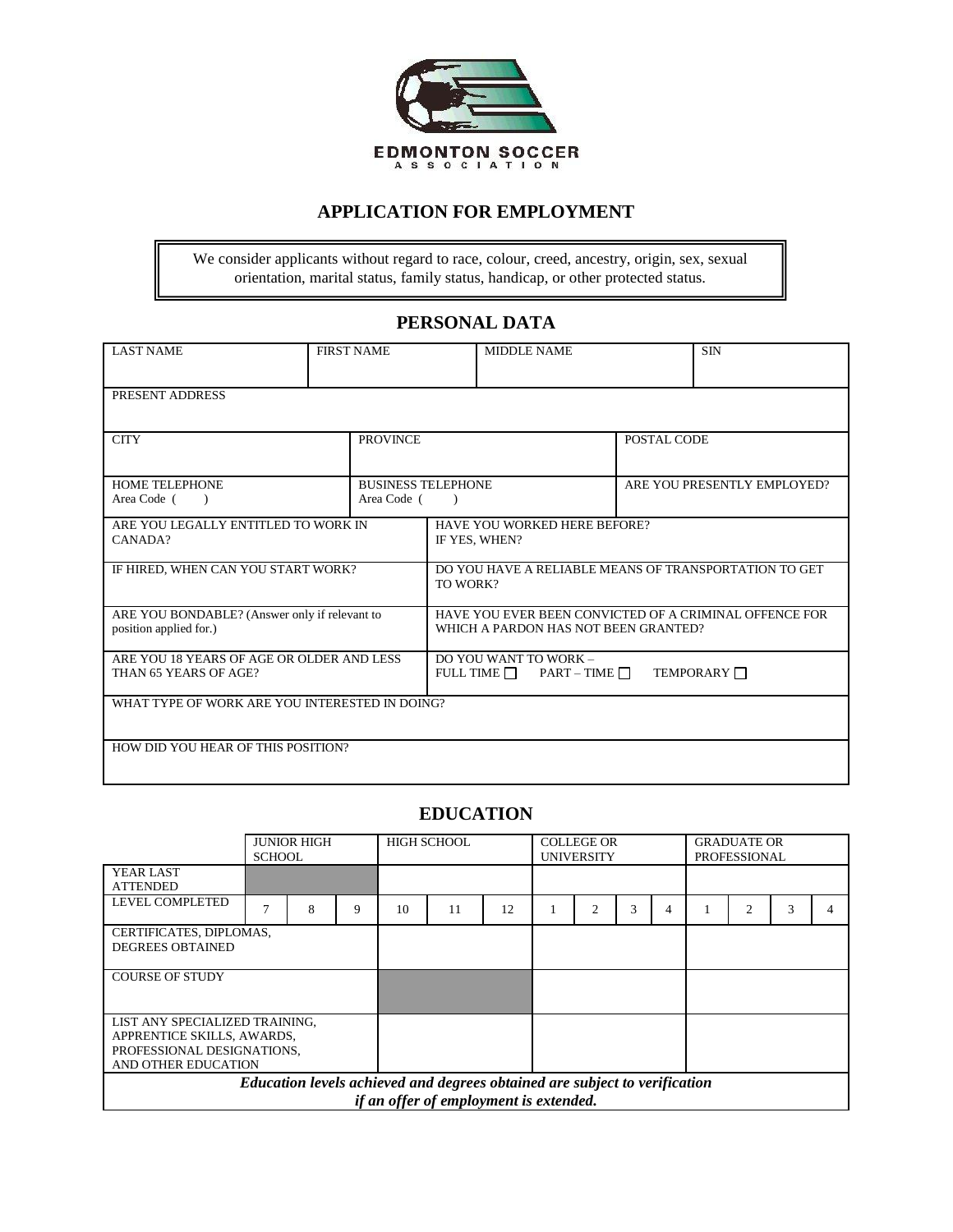EDMONTON SOCCER
ASSOCIATION

# APPLICATION FOR EMPLOYMENT

We consider applicants without regard to race, colour, creed, ancestry, origin, sex, sexual orientation, marital status, family status, handicap, or other protected status.

## PERSONAL DATA

| LAST NAME | FIRST NAME | MIDDLE NAME | SIN |
|---|---|---|---|
| | | | |

| PRESENT ADDRESS |
|---|
| |

| CITY | PROVINCE | POSTAL CODE |
|---|---|---|
| | | |

| HOME TELEPHONE<br>Area Code ( ) | BUSINESS TELEPHONE<br>Area Code ( ) | ARE YOU PRESENTLY EMPLOYED? |
|---|---|---|

| | |
|---|---|
| ARE YOU LEGALLY ENTITLED TO WORK IN CANADA? | HAVE YOU WORKED HERE BEFORE?<br>IF YES, WHEN? |
| IF HIRED, WHEN CAN YOU START WORK? | DO YOU HAVE A RELIABLE MEANS OF TRANSPORTATION TO GET TO WORK? |
| ARE YOU BONDABLE? (Answer only if relevant to position applied for.) | HAVE YOU EVER BEEN CONVICTED OF A CRIMINAL OFFENCE FOR WHICH A PARDON HAS NOT BEEN GRANTED? |
| ARE YOU 18 YEARS OF AGE OR OLDER AND LESS THAN 65 YEARS OF AGE? | DO YOU WANT TO WORK –<br>FULL TIME ☐ PART – TIME ☐ TEMPORARY ☐ |

| WHAT TYPE OF WORK ARE YOU INTERESTED IN DOING? |
|---|
| |

| HOW DID YOU HEAR OF THIS POSITION? |
|---|
| |

## EDUCATION

| | JUNIOR HIGH SCHOOL | | | HIGH SCHOOL | | | COLLEGE OR UNIVERSITY | | | | GRADUATE OR PROFESSIONAL | | | |
|---|---|---|---|---|---|---|---|---|---|---|---|---|---|---|
| YEAR LAST ATTENDED | | | | | | | | | | | | | | |
| LEVEL COMPLETED | 7 | 8 | 9 | 10 | 11 | 12 | 1 | 2 | 3 | 4 | 1 | 2 | 3 | 4 |
| CERTIFICATES, DIPLOMAS, DEGREES OBTAINED | | | | | | | | | | | | | | |
| COURSE OF STUDY | | | | | | | | | | | | | | |
| LIST ANY SPECIALIZED TRAINING, APPRENTICE SKILLS, AWARDS, PROFESSIONAL DESIGNATIONS, AND OTHER EDUCATION | | | | | | | | | | | | | | |

***Education levels achieved and degrees obtained are subject to verification if an offer of employment is extended.***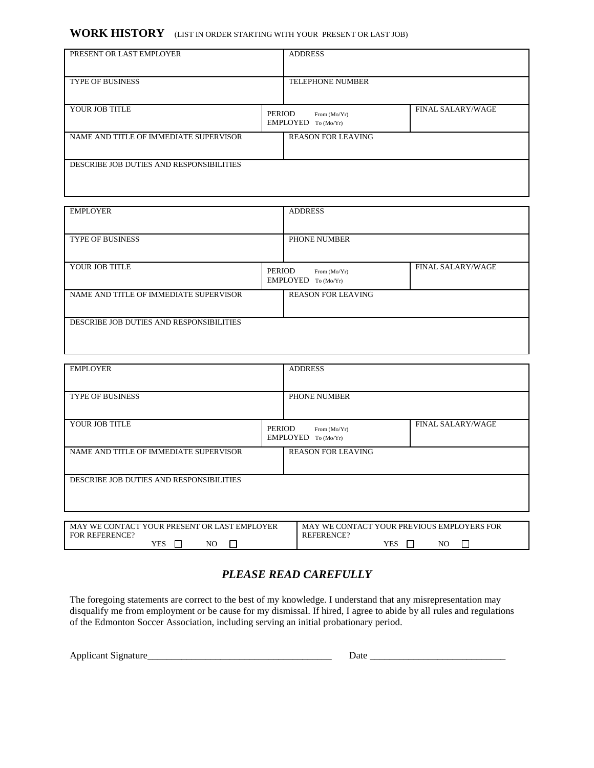## WORK HISTORY (LIST IN ORDER STARTING WITH YOUR PRESENT OR LAST JOB)

| | | |
|---|---|---|
| PRESENT OR LAST EMPLOYER | ADDRESS | |
| TYPE OF BUSINESS | TELEPHONE NUMBER | |
| YOUR JOB TITLE | PERIOD EMPLOYED From (Mo/Yr) To (Mo/Yr) | FINAL SALARY/WAGE |
| NAME AND TITLE OF IMMEDIATE SUPERVISOR | REASON FOR LEAVING | |
| DESCRIBE JOB DUTIES AND RESPONSIBILITIES | | |

| | | |
|---|---|---|
| EMPLOYER | ADDRESS | |
| TYPE OF BUSINESS | PHONE NUMBER | |
| YOUR JOB TITLE | PERIOD EMPLOYED From (Mo/Yr) To (Mo/Yr) | FINAL SALARY/WAGE |
| NAME AND TITLE OF IMMEDIATE SUPERVISOR | REASON FOR LEAVING | |
| DESCRIBE JOB DUTIES AND RESPONSIBILITIES | | |

| | | |
|---|---|---|
| EMPLOYER | ADDRESS | |
| TYPE OF BUSINESS | PHONE NUMBER | |
| YOUR JOB TITLE | PERIOD EMPLOYED From (Mo/Yr) To (Mo/Yr) | FINAL SALARY/WAGE |
| NAME AND TITLE OF IMMEDIATE SUPERVISOR | REASON FOR LEAVING | |
| DESCRIBE JOB DUTIES AND RESPONSIBILITIES | | |

| | |
|---|---|
| MAY WE CONTACT YOUR PRESENT OR LAST EMPLOYER FOR REFERENCE? YES ☐ NO ☐ | MAY WE CONTACT YOUR PREVIOUS EMPLOYERS FOR REFERENCE? YES ☐ NO ☐ |

## *PLEASE READ CAREFULLY*

The foregoing statements are correct to the best of my knowledge. I understand that any misrepresentation may disqualify me from employment or be cause for my dismissal. If hired, I agree to abide by all rules and regulations of the Edmonton Soccer Association, including serving an initial probationary period.

Applicant Signature_____________________________________ Date ____________________________